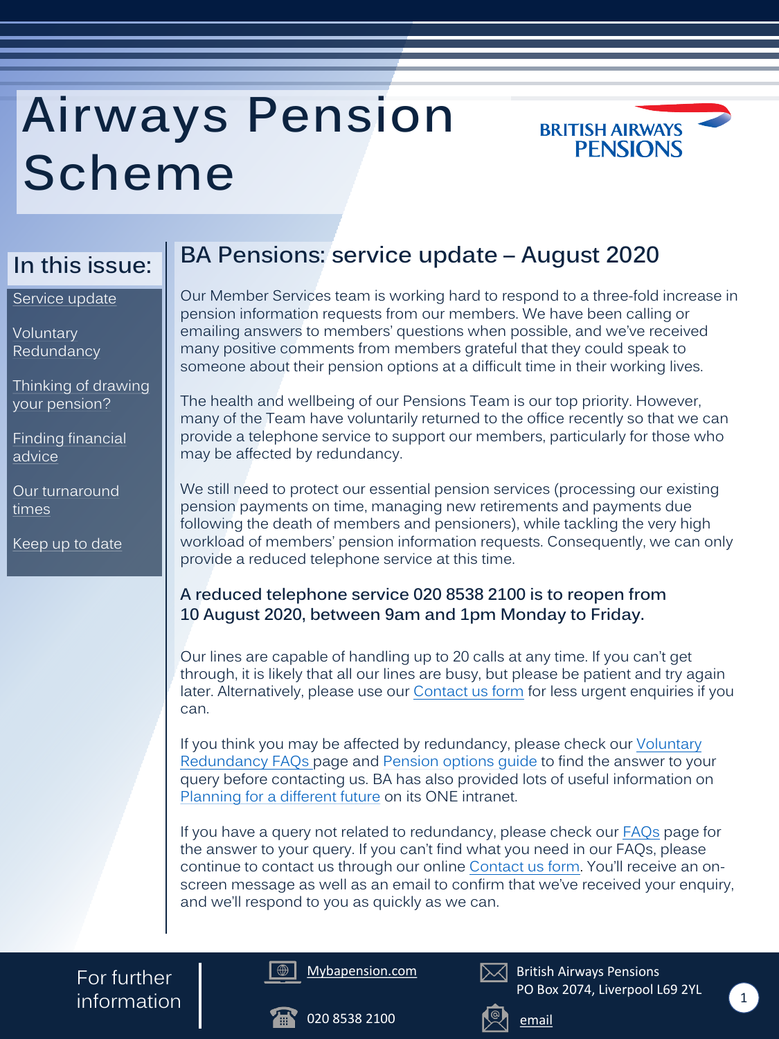# Airways Pension Scheme

BRITISH AIRWAYS PENSIONS

## In this issue:

- Service update
- Voluntary Redundancy
- Thinking of drawing your pension?
- Finding financial advice
- Our turnaround times
- Keep up to date

## BA Pensions: service update – August 2020

Our Member Services team is working hard to respond to a three-fold increase in pension information requests from our members. We have been calling or emailing answers to members' questions when possible, and we've received many positive comments from members grateful that they could speak to someone about their pension options at a difficult time in their working lives.

The health and wellbeing of our Pensions Team is our top priority. However, many of the Team have voluntarily returned to the office recently so that we can provide a telephone service to support our members, particularly for those who may be affected by redundancy.

We still need to protect our essential pension services (processing our existing pension payments on time, managing new retirements and payments due following the death of members and pensioners), while tackling the very high workload of members' pension information requests. Consequently, we can only provide a reduced telephone service at this time.

**A reduced telephone service 020 8538 2100 is to reopen from 10 August 2020, between 9am and 1pm Monday to Friday.**

Our lines are capable of handling up to 20 calls at any time. If you can't get through, it is likely that all our lines are busy, but please be patient and try again later. Alternatively, please use our Contact us form for less urgent enquiries if you can.

If you think you may be affected by redundancy, please check our Voluntary Redundancy FAQs page and Pension options guide to find the answer to your query before contacting us. BA has also provided lots of useful information on Planning for a different future on its ONE intranet.

If you have a query not related to redundancy, please check our FAQs page for the answer to your query. If you can't find what you need in our FAQs, please continue to contact us through our online Contact us form. You'll receive an on-screen message as well as an email to confirm that we've received your enquiry, and we'll respond to you as quickly as we can.

For further information

Mybapension.com

020 8538 2100

British Airways Pensions
PO Box 2074, Liverpool L69 2YL

email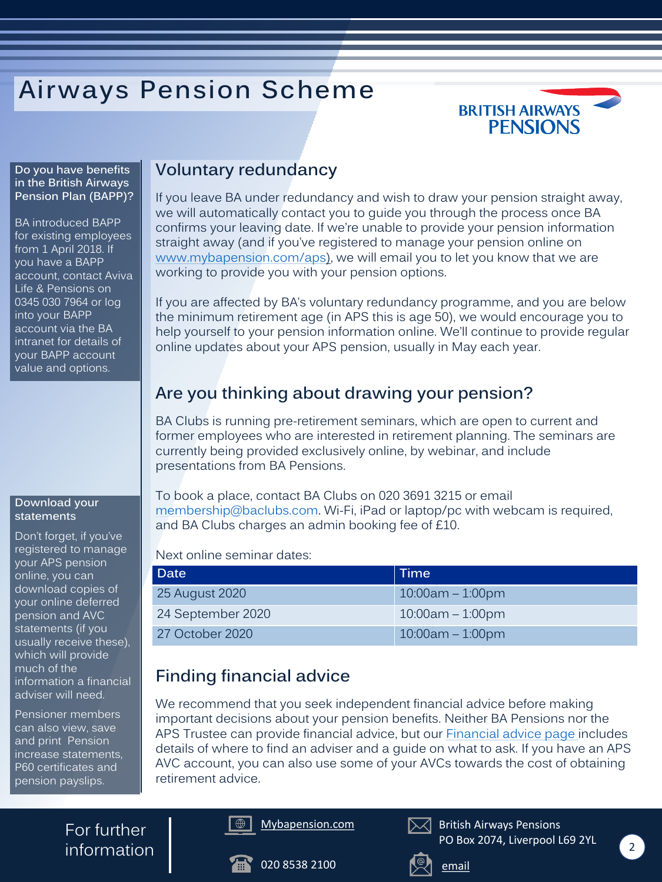# Airways Pension Scheme

BRITISH AIRWAYS PENSIONS

## Voluntary redundancy

If you leave BA under redundancy and wish to draw your pension straight away, we will automatically contact you to guide you through the process once BA confirms your leaving date. If we're unable to provide your pension information straight away (and if you've registered to manage your pension online on www.mybapension.com/aps), we will email you to let you know that we are working to provide you with your pension options.

If you are affected by BA's voluntary redundancy programme, and you are below the minimum retirement age (in APS this is age 50), we would encourage you to help yourself to your pension information online. We'll continue to provide regular online updates about your APS pension, usually in May each year.

## Are you thinking about drawing your pension?

BA Clubs is running pre-retirement seminars, which are open to current and former employees who are interested in retirement planning. The seminars are currently being provided exclusively online, by webinar, and include presentations from BA Pensions.

To book a place, contact BA Clubs on 020 3691 3215 or email membership@baclubs.com. Wi-Fi, iPad or laptop/pc with webcam is required, and BA Clubs charges an admin booking fee of £10.

Next online seminar dates:

| Date | Time |
|---|---|
| 25 August 2020 | 10:00am – 1:00pm |
| 24 September 2020 | 10:00am – 1:00pm |
| 27 October 2020 | 10:00am – 1:00pm |

## Finding financial advice

We recommend that you seek independent financial advice before making important decisions about your pension benefits. Neither BA Pensions nor the APS Trustee can provide financial advice, but our Financial advice page includes details of where to find an adviser and a guide on what to ask. If you have an APS AVC account, you can also use some of your AVCs towards the cost of obtaining retirement advice.

**Do you have benefits in the British Airways Pension Plan (BAPP)?**

BA introduced BAPP for existing employees from 1 April 2018. If you have a BAPP account, contact Aviva Life & Pensions on 0345 030 7964 or log into your BAPP account via the BA intranet for details of your BAPP account value and options.

**Download your statements**

Don't forget, if you've registered to manage your APS pension online, you can download copies of your online deferred pension and AVC statements (if you usually receive these), which will provide much of the information a financial adviser will need.

Pensioner members can also view, save and print Pension increase statements, P60 certificates and pension payslips.

**For further information**

Mybapension.com

020 8538 2100

British Airways Pensions
PO Box 2074, Liverpool L69 2YL

email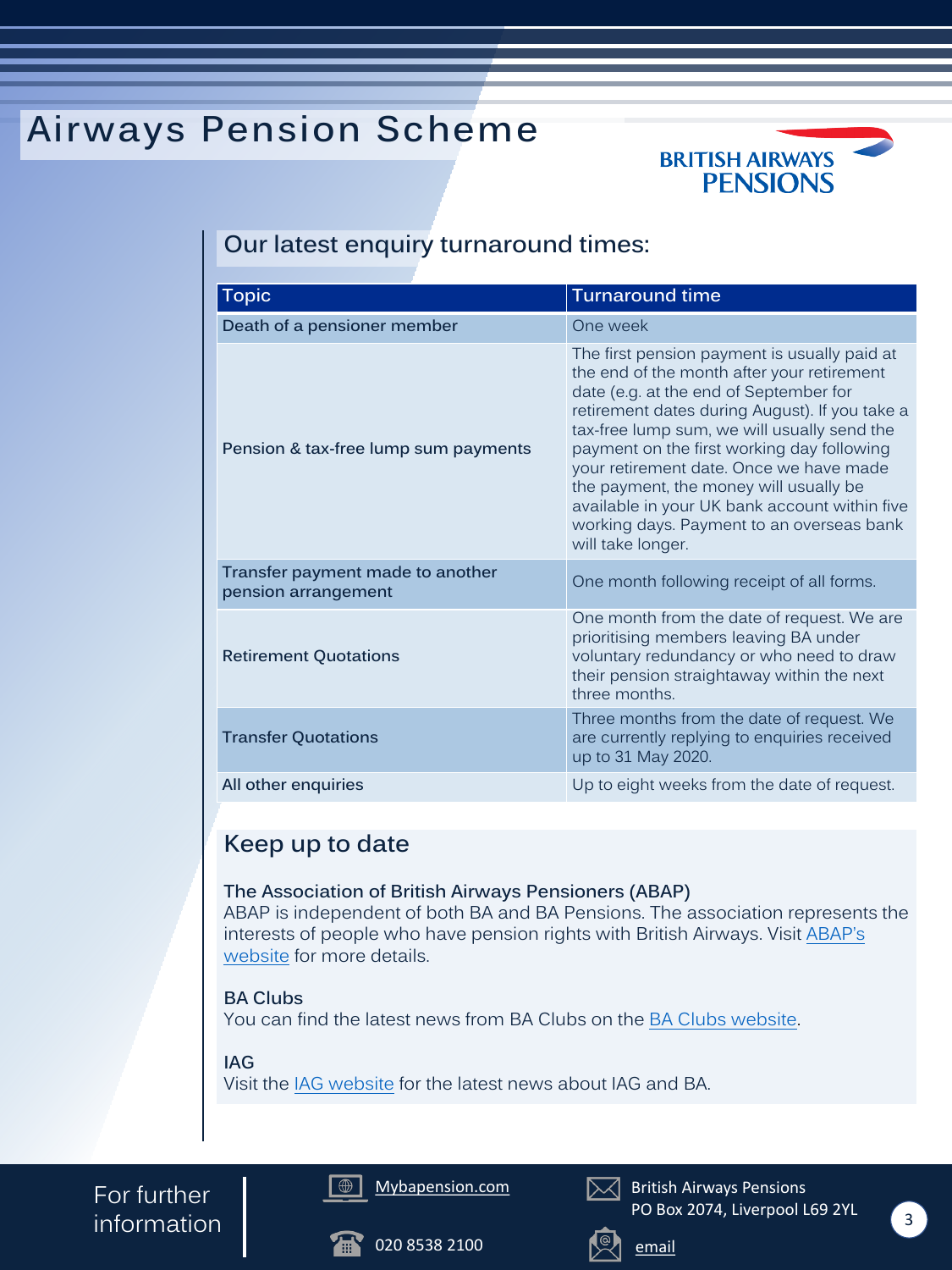# Airways Pension Scheme

BRITISH AIRWAYS PENSIONS

## Our latest enquiry turnaround times:

| Topic | Turnaround time |
| --- | --- |
| Death of a pensioner member | One week |
| Pension & tax-free lump sum payments | The first pension payment is usually paid at the end of the month after your retirement date (e.g. at the end of September for retirement dates during August). If you take a tax-free lump sum, we will usually send the payment on the first working day following your retirement date. Once we have made the payment, the money will usually be available in your UK bank account within five working days. Payment to an overseas bank will take longer. |
| Transfer payment made to another pension arrangement | One month following receipt of all forms. |
| Retirement Quotations | One month from the date of request. We are prioritising members leaving BA under voluntary redundancy or who need to draw their pension straightaway within the next three months. |
| Transfer Quotations | Three months from the date of request. We are currently replying to enquiries received up to 31 May 2020. |
| All other enquiries | Up to eight weeks from the date of request. |

## Keep up to date

### The Association of British Airways Pensioners (ABAP)

ABAP is independent of both BA and BA Pensions. The association represents the interests of people who have pension rights with British Airways. Visit ABAP's website for more details.

### BA Clubs

You can find the latest news from BA Clubs on the BA Clubs website.

### IAG

Visit the IAG website for the latest news about IAG and BA.

For further information

Mybapension.com

020 8538 2100

British Airways Pensions
PO Box 2074, Liverpool L69 2YL

email